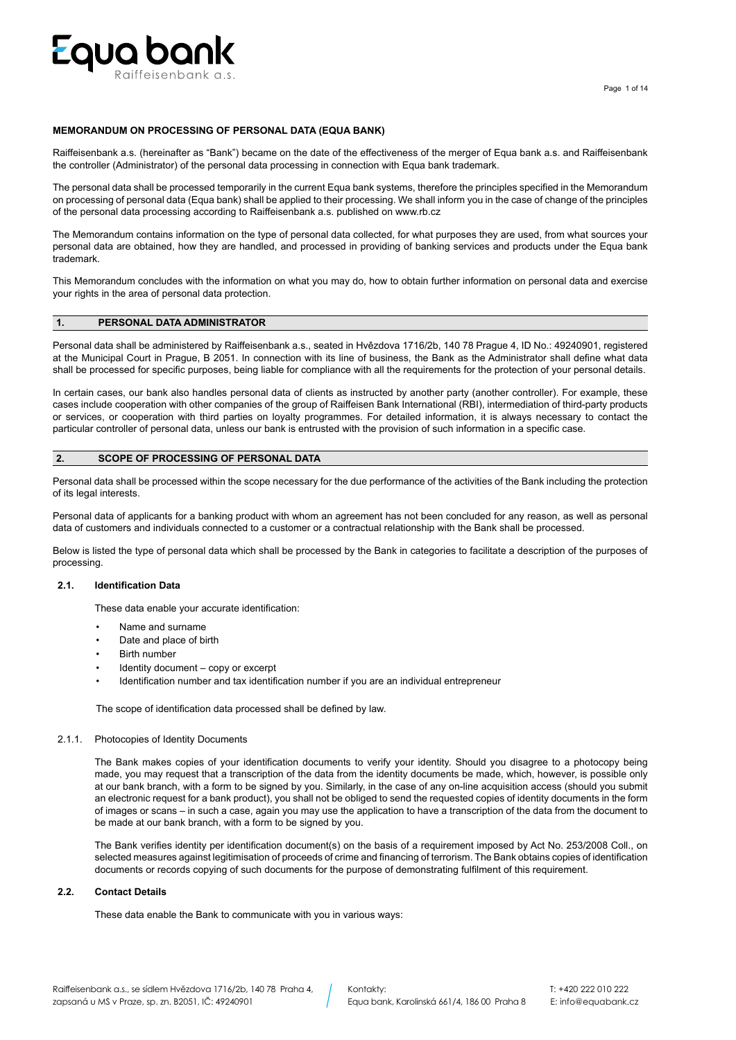# MEMORANDUM ON PROCESSING OF PERSONAL DATA (EQUA BANK)

Raiffeisenbank a.s. (hereinafter as "Bank") became on the date of the effectiveness of the merger of Equa bank a.s. and Raiffeisenbank the controller (Administrator) of the personal data processing in connection with Equa bank trademark.

The personal data shall be processed temporarily in the current Equa bank systems, therefore the principles specified in the Memorandum on processing of personal data (Equa bank) shall be applied to their processing. We shall inform you in the case of change of the principles of the personal data processing according to Raiffeisenbank a.s. published on www.rb.cz

The Memorandum contains information on the type of personal data collected, for what purposes they are used, from what sources your personal data are obtained, how they are handled, and processed in providing of banking services and products under the Equa bank trademark.

This Memorandum concludes with the information on what you may do, how to obtain further information on personal data and exercise your rights in the area of personal data protection.

## 1. PERSONAL DATA ADMINISTRATOR

Personal data shall be administered by Raiffeisenbank a.s., seated in Hvězdova 1716/2b, 140 78 Prague 4, ID No.: 49240901, registered at the Municipal Court in Prague, B 2051. In connection with its line of business, the Bank as the Administrator shall define what data shall be processed for specific purposes, being liable for compliance with all the requirements for the protection of your personal details.

In certain cases, our bank also handles personal data of clients as instructed by another party (another controller). For example, these cases include cooperation with other companies of the group of Raiffeisen Bank International (RBI), intermediation of third-party products or services, or cooperation with third parties on loyalty programmes. For detailed information, it is always necessary to contact the particular controller of personal data, unless our bank is entrusted with the provision of such information in a specific case.

## 2. SCOPE OF PROCESSING OF PERSONAL DATA

Personal data shall be processed within the scope necessary for the due performance of the activities of the Bank including the protection of its legal interests.

Personal data of applicants for a banking product with whom an agreement has not been concluded for any reason, as well as personal data of customers and individuals connected to a customer or a contractual relationship with the Bank shall be processed.

Below is listed the type of personal data which shall be processed by the Bank in categories to facilitate a description of the purposes of processing.

### 2.1. Identification Data

These data enable your accurate identification:

- Name and surname
- Date and place of birth
- Birth number
- Identity document – copy or excerpt
- Identification number and tax identification number if you are an individual entrepreneur

The scope of identification data processed shall be defined by law.

#### 2.1.1. Photocopies of Identity Documents

The Bank makes copies of your identification documents to verify your identity. Should you disagree to a photocopy being made, you may request that a transcription of the data from the identity documents be made, which, however, is possible only at our bank branch, with a form to be signed by you. Similarly, in the case of any on-line acquisition access (should you submit an electronic request for a bank product), you shall not be obliged to send the requested copies of identity documents in the form of images or scans – in such a case, again you may use the application to have a transcription of the data from the document to be made at our bank branch, with a form to be signed by you.

The Bank verifies identity per identification document(s) on the basis of a requirement imposed by Act No. 253/2008 Coll., on selected measures against legitimisation of proceeds of crime and financing of terrorism. The Bank obtains copies of identification documents or records copying of such documents for the purpose of demonstrating fulfilment of this requirement.

### 2.2. Contact Details

These data enable the Bank to communicate with you in various ways: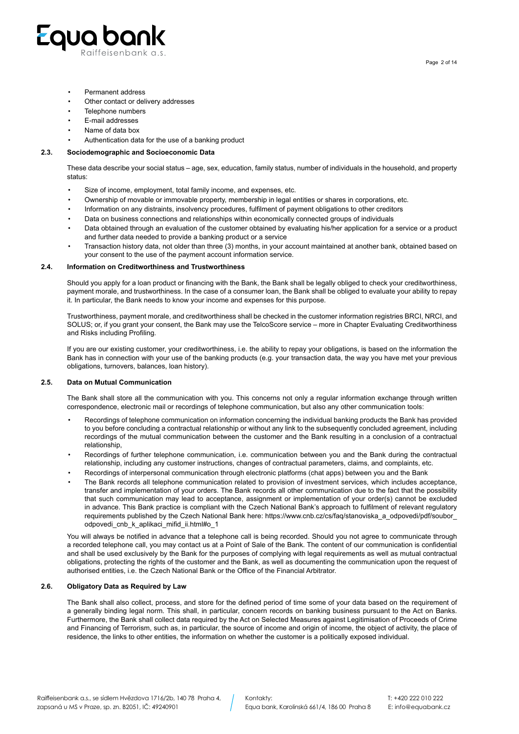- Permanent address
- Other contact or delivery addresses
- Telephone numbers
- E-mail addresses
- Name of data box
- Authentication data for the use of a banking product

### 2.3. Sociodemographic and Socioeconomic Data

These data describe your social status – age, sex, education, family status, number of individuals in the household, and property status:

- Size of income, employment, total family income, and expenses, etc.
- Ownership of movable or immovable property, membership in legal entities or shares in corporations, etc.
- Information on any distraints, insolvency procedures, fulfilment of payment obligations to other creditors
- Data on business connections and relationships within economically connected groups of individuals
- Data obtained through an evaluation of the customer obtained by evaluating his/her application for a service or a product and further data needed to provide a banking product or a service
- Transaction history data, not older than three (3) months, in your account maintained at another bank, obtained based on your consent to the use of the payment account information service.

### 2.4. Information on Creditworthiness and Trustworthiness

Should you apply for a loan product or financing with the Bank, the Bank shall be legally obliged to check your creditworthiness, payment morale, and trustworthiness. In the case of a consumer loan, the Bank shall be obliged to evaluate your ability to repay it. In particular, the Bank needs to know your income and expenses for this purpose.

Trustworthiness, payment morale, and creditworthiness shall be checked in the customer information registries BRCI, NRCI, and SOLUS; or, if you grant your consent, the Bank may use the TelcoScore service – more in Chapter Evaluating Creditworthiness and Risks including Profiling.

If you are our existing customer, your creditworthiness, i.e. the ability to repay your obligations, is based on the information the Bank has in connection with your use of the banking products (e.g. your transaction data, the way you have met your previous obligations, turnovers, balances, loan history).

### 2.5. Data on Mutual Communication

The Bank shall store all the communication with you. This concerns not only a regular information exchange through written correspondence, electronic mail or recordings of telephone communication, but also any other communication tools:

- Recordings of telephone communication on information concerning the individual banking products the Bank has provided to you before concluding a contractual relationship or without any link to the subsequently concluded agreement, including recordings of the mutual communication between the customer and the Bank resulting in a conclusion of a contractual relationship,
- Recordings of further telephone communication, i.e. communication between you and the Bank during the contractual relationship, including any customer instructions, changes of contractual parameters, claims, and complaints, etc.
- Recordings of interpersonal communication through electronic platforms (chat apps) between you and the Bank
- The Bank records all telephone communication related to provision of investment services, which includes acceptance, transfer and implementation of your orders. The Bank records all other communication due to the fact that the possibility that such communication may lead to acceptance, assignment or implementation of your order(s) cannot be excluded in advance. This Bank practice is compliant with the Czech National Bank's approach to fulfilment of relevant regulatory requirements published by the Czech National Bank here: https://www.cnb.cz/cs/faq/stanoviska_a_odpovedi/pdf/soubor_odpovedi_cnb_k_aplikaci_mifid_ii.html#o_1

You will always be notified in advance that a telephone call is being recorded. Should you not agree to communicate through a recorded telephone call, you may contact us at a Point of Sale of the Bank. The content of our communication is confidential and shall be used exclusively by the Bank for the purposes of complying with legal requirements as well as mutual contractual obligations, protecting the rights of the customer and the Bank, as well as documenting the communication upon the request of authorised entities, i.e. the Czech National Bank or the Office of the Financial Arbitrator.

### 2.6. Obligatory Data as Required by Law

The Bank shall also collect, process, and store for the defined period of time some of your data based on the requirement of a generally binding legal norm. This shall, in particular, concern records on banking business pursuant to the Act on Banks. Furthermore, the Bank shall collect data required by the Act on Selected Measures against Legitimisation of Proceeds of Crime and Financing of Terrorism, such as, in particular, the source of income and origin of income, the object of activity, the place of residence, the links to other entities, the information on whether the customer is a politically exposed individual.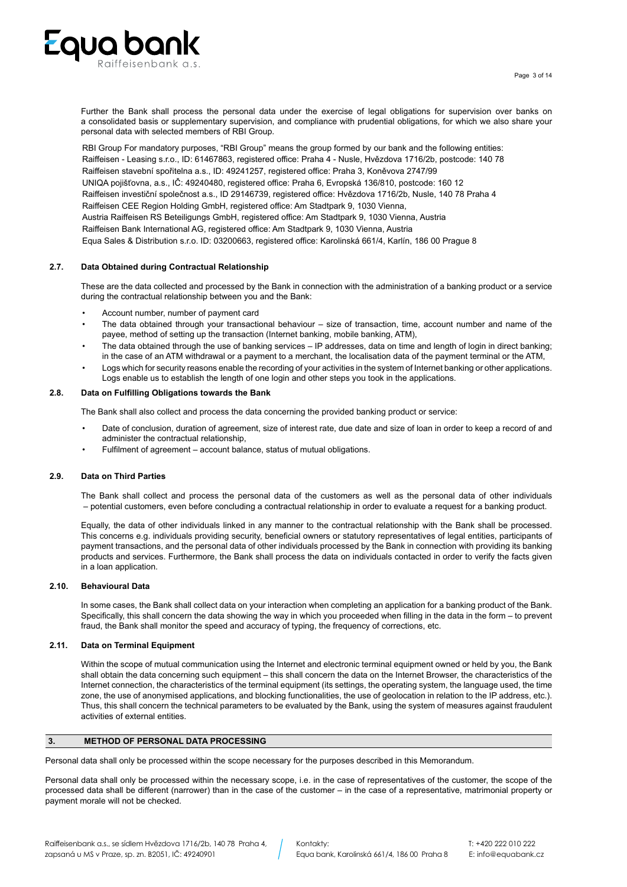Further the Bank shall process the personal data under the exercise of legal obligations for supervision over banks on a consolidated basis or supplementary supervision, and compliance with prudential obligations, for which we also share your personal data with selected members of RBI Group.

RBI Group For mandatory purposes, "RBI Group" means the group formed by our bank and the following entities:
Raiffeisen - Leasing s.r.o., ID: 61467863, registered office: Praha 4 - Nusle, Hvězdova 1716/2b, postcode: 140 78
Raiffeisen stavební spořitelna a.s., ID: 49241257, registered office: Praha 3, Koněvova 2747/99
UNIQA pojišťovna, a.s., IČ: 49240480, registered office: Praha 6, Evropská 136/810, postcode: 160 12
Raiffeisen investiční společnost a.s., ID 29146739, registered office: Hvězdova 1716/2b, Nusle, 140 78 Praha 4
Raiffeisen CEE Region Holding GmbH, registered office: Am Stadtpark 9, 1030 Vienna,
Austria Raiffeisen RS Beteiligungs GmbH, registered office: Am Stadtpark 9, 1030 Vienna, Austria
Raiffeisen Bank International AG, registered office: Am Stadtpark 9, 1030 Vienna, Austria
Equa Sales & Distribution s.r.o. ID: 03200663, registered office: Karolinská 661/4, Karlín, 186 00 Prague 8

### 2.7. Data Obtained during Contractual Relationship

These are the data collected and processed by the Bank in connection with the administration of a banking product or a service during the contractual relationship between you and the Bank:

- Account number, number of payment card
- The data obtained through your transactional behaviour – size of transaction, time, account number and name of the payee, method of setting up the transaction (Internet banking, mobile banking, ATM),
- The data obtained through the use of banking services – IP addresses, data on time and length of login in direct banking; in the case of an ATM withdrawal or a payment to a merchant, the localisation data of the payment terminal or the ATM,
- Logs which for security reasons enable the recording of your activities in the system of Internet banking or other applications. Logs enable us to establish the length of one login and other steps you took in the applications.

### 2.8. Data on Fulfilling Obligations towards the Bank

The Bank shall also collect and process the data concerning the provided banking product or service:

- Date of conclusion, duration of agreement, size of interest rate, due date and size of loan in order to keep a record of and administer the contractual relationship,
- Fulfilment of agreement – account balance, status of mutual obligations.

### 2.9. Data on Third Parties

The Bank shall collect and process the personal data of the customers as well as the personal data of other individuals – potential customers, even before concluding a contractual relationship in order to evaluate a request for a banking product.

Equally, the data of other individuals linked in any manner to the contractual relationship with the Bank shall be processed. This concerns e.g. individuals providing security, beneficial owners or statutory representatives of legal entities, participants of payment transactions, and the personal data of other individuals processed by the Bank in connection with providing its banking products and services. Furthermore, the Bank shall process the data on individuals contacted in order to verify the facts given in a loan application.

### 2.10. Behavioural Data

In some cases, the Bank shall collect data on your interaction when completing an application for a banking product of the Bank. Specifically, this shall concern the data showing the way in which you proceeded when filling in the data in the form – to prevent fraud, the Bank shall monitor the speed and accuracy of typing, the frequency of corrections, etc.

### 2.11. Data on Terminal Equipment

Within the scope of mutual communication using the Internet and electronic terminal equipment owned or held by you, the Bank shall obtain the data concerning such equipment – this shall concern the data on the Internet Browser, the characteristics of the Internet connection, the characteristics of the terminal equipment (its settings, the operating system, the language used, the time zone, the use of anonymised applications, and blocking functionalities, the use of geolocation in relation to the IP address, etc.). Thus, this shall concern the technical parameters to be evaluated by the Bank, using the system of measures against fraudulent activities of external entities.

## 3. METHOD OF PERSONAL DATA PROCESSING

Personal data shall only be processed within the scope necessary for the purposes described in this Memorandum.

Personal data shall only be processed within the necessary scope, i.e. in the case of representatives of the customer, the scope of the processed data shall be different (narrower) than in the case of the customer – in the case of a representative, matrimonial property or payment morale will not be checked.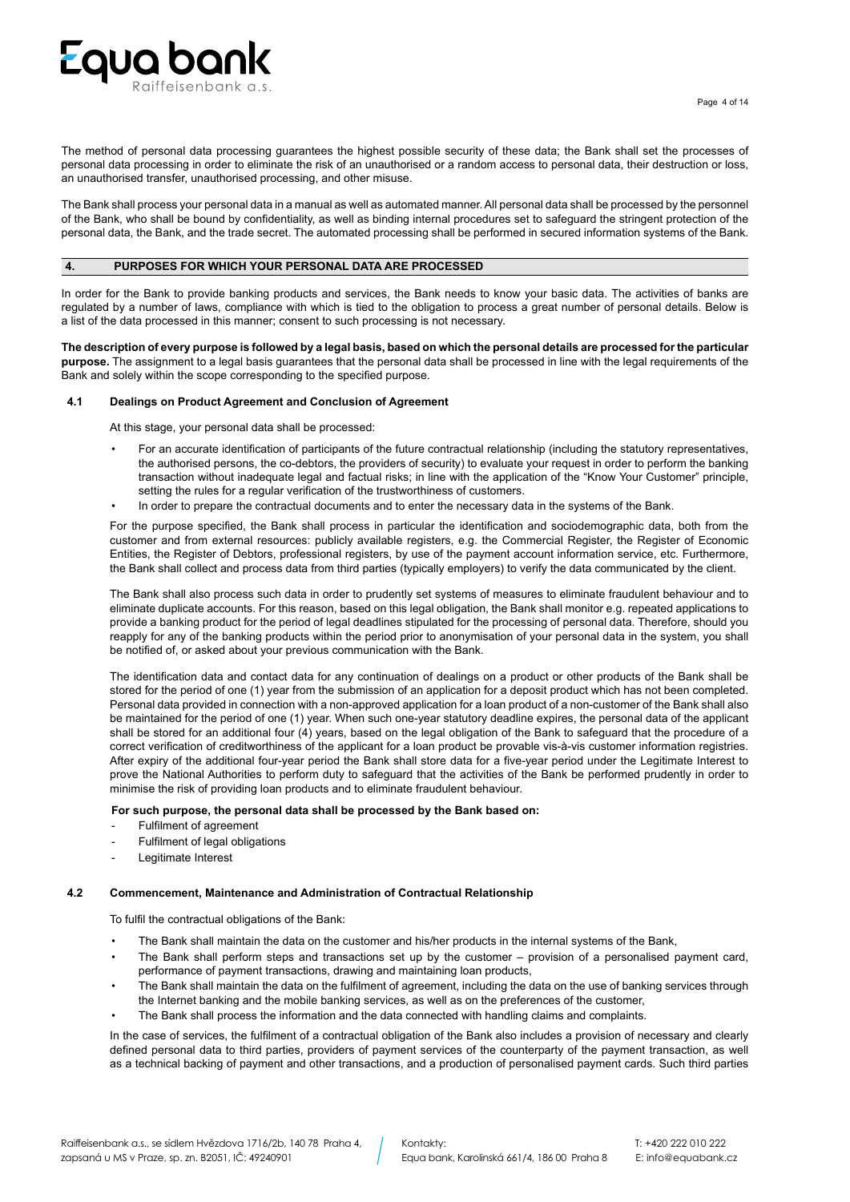The method of personal data processing guarantees the highest possible security of these data; the Bank shall set the processes of personal data processing in order to eliminate the risk of an unauthorised or a random access to personal data, their destruction or loss, an unauthorised transfer, unauthorised processing, and other misuse.

The Bank shall process your personal data in a manual as well as automated manner. All personal data shall be processed by the personnel of the Bank, who shall be bound by confidentiality, as well as binding internal procedures set to safeguard the stringent protection of the personal data, the Bank, and the trade secret. The automated processing shall be performed in secured information systems of the Bank.

## 4. PURPOSES FOR WHICH YOUR PERSONAL DATA ARE PROCESSED

In order for the Bank to provide banking products and services, the Bank needs to know your basic data. The activities of banks are regulated by a number of laws, compliance with which is tied to the obligation to process a great number of personal details. Below is a list of the data processed in this manner; consent to such processing is not necessary.

**The description of every purpose is followed by a legal basis, based on which the personal details are processed for the particular purpose.** The assignment to a legal basis guarantees that the personal data shall be processed in line with the legal requirements of the Bank and solely within the scope corresponding to the specified purpose.

### 4.1 Dealings on Product Agreement and Conclusion of Agreement

At this stage, your personal data shall be processed:

- For an accurate identification of participants of the future contractual relationship (including the statutory representatives, the authorised persons, the co-debtors, the providers of security) to evaluate your request in order to perform the banking transaction without inadequate legal and factual risks; in line with the application of the "Know Your Customer" principle, setting the rules for a regular verification of the trustworthiness of customers.
- In order to prepare the contractual documents and to enter the necessary data in the systems of the Bank.

For the purpose specified, the Bank shall process in particular the identification and sociodemographic data, both from the customer and from external resources: publicly available registers, e.g. the Commercial Register, the Register of Economic Entities, the Register of Debtors, professional registers, by use of the payment account information service, etc. Furthermore, the Bank shall collect and process data from third parties (typically employers) to verify the data communicated by the client.

The Bank shall also process such data in order to prudently set systems of measures to eliminate fraudulent behaviour and to eliminate duplicate accounts. For this reason, based on this legal obligation, the Bank shall monitor e.g. repeated applications to provide a banking product for the period of legal deadlines stipulated for the processing of personal data. Therefore, should you reapply for any of the banking products within the period prior to anonymisation of your personal data in the system, you shall be notified of, or asked about your previous communication with the Bank.

The identification data and contact data for any continuation of dealings on a product or other products of the Bank shall be stored for the period of one (1) year from the submission of an application for a deposit product which has not been completed. Personal data provided in connection with a non-approved application for a loan product of a non-customer of the Bank shall also be maintained for the period of one (1) year. When such one-year statutory deadline expires, the personal data of the applicant shall be stored for an additional four (4) years, based on the legal obligation of the Bank to safeguard that the procedure of a correct verification of creditworthiness of the applicant for a loan product be provable vis-à-vis customer information registries. After expiry of the additional four-year period the Bank shall store data for a five-year period under the Legitimate Interest to prove the National Authorities to perform duty to safeguard that the activities of the Bank be performed prudently in order to minimise the risk of providing loan products and to eliminate fraudulent behaviour.

**For such purpose, the personal data shall be processed by the Bank based on:**

- Fulfilment of agreement
- Fulfilment of legal obligations
- Legitimate Interest

### 4.2 Commencement, Maintenance and Administration of Contractual Relationship

To fulfil the contractual obligations of the Bank:

- The Bank shall maintain the data on the customer and his/her products in the internal systems of the Bank,
- The Bank shall perform steps and transactions set up by the customer – provision of a personalised payment card, performance of payment transactions, drawing and maintaining loan products,
- The Bank shall maintain the data on the fulfilment of agreement, including the data on the use of banking services through the Internet banking and the mobile banking services, as well as on the preferences of the customer,
- The Bank shall process the information and the data connected with handling claims and complaints.

In the case of services, the fulfilment of a contractual obligation of the Bank also includes a provision of necessary and clearly defined personal data to third parties, providers of payment services of the counterparty of the payment transaction, as well as a technical backing of payment and other transactions, and a production of personalised payment cards. Such third parties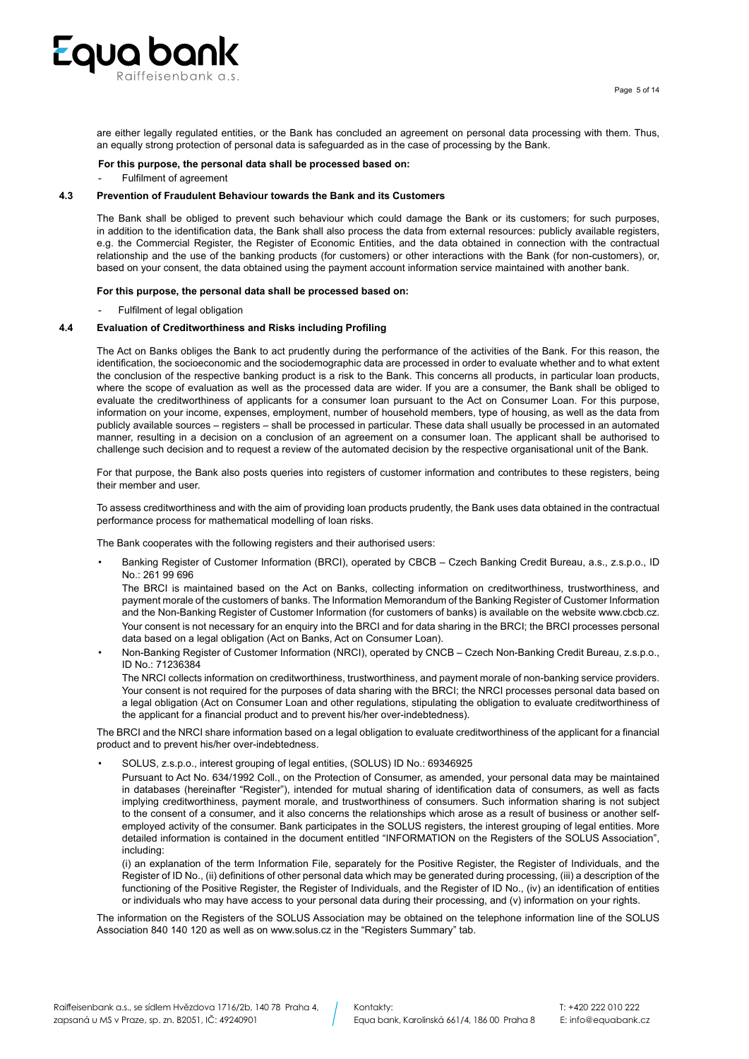are either legally regulated entities, or the Bank has concluded an agreement on personal data processing with them. Thus, an equally strong protection of personal data is safeguarded as in the case of processing by the Bank.

**For this purpose, the personal data shall be processed based on:**

- Fulfilment of agreement

### 4.3 Prevention of Fraudulent Behaviour towards the Bank and its Customers

The Bank shall be obliged to prevent such behaviour which could damage the Bank or its customers; for such purposes, in addition to the identification data, the Bank shall also process the data from external resources: publicly available registers, e.g. the Commercial Register, the Register of Economic Entities, and the data obtained in connection with the contractual relationship and the use of the banking products (for customers) or other interactions with the Bank (for non-customers), or, based on your consent, the data obtained using the payment account information service maintained with another bank.

**For this purpose, the personal data shall be processed based on:**

- Fulfilment of legal obligation

### 4.4 Evaluation of Creditworthiness and Risks including Profiling

The Act on Banks obliges the Bank to act prudently during the performance of the activities of the Bank. For this reason, the identification, the socioeconomic and the sociodemographic data are processed in order to evaluate whether and to what extent the conclusion of the respective banking product is a risk to the Bank. This concerns all products, in particular loan products, where the scope of evaluation as well as the processed data are wider. If you are a consumer, the Bank shall be obliged to evaluate the creditworthiness of applicants for a consumer loan pursuant to the Act on Consumer Loan. For this purpose, information on your income, expenses, employment, number of household members, type of housing, as well as the data from publicly available sources – registers – shall be processed in particular. These data shall usually be processed in an automated manner, resulting in a decision on a conclusion of an agreement on a consumer loan. The applicant shall be authorised to challenge such decision and to request a review of the automated decision by the respective organisational unit of the Bank.

For that purpose, the Bank also posts queries into registers of customer information and contributes to these registers, being their member and user.

To assess creditworthiness and with the aim of providing loan products prudently, the Bank uses data obtained in the contractual performance process for mathematical modelling of loan risks.

The Bank cooperates with the following registers and their authorised users:

- Banking Register of Customer Information (BRCI), operated by CBCB – Czech Banking Credit Bureau, a.s., z.s.p.o., ID No.: 261 99 696

  The BRCI is maintained based on the Act on Banks, collecting information on creditworthiness, trustworthiness, and payment morale of the customers of banks. The Information Memorandum of the Banking Register of Customer Information and the Non-Banking Register of Customer Information (for customers of banks) is available on the website www.cbcb.cz. Your consent is not necessary for an enquiry into the BRCI and for data sharing in the BRCI; the BRCI processes personal data based on a legal obligation (Act on Banks, Act on Consumer Loan).

- Non-Banking Register of Customer Information (NRCI), operated by CNCB – Czech Non-Banking Credit Bureau, z.s.p.o., ID No.: 71236384

  The NRCI collects information on creditworthiness, trustworthiness, and payment morale of non-banking service providers. Your consent is not required for the purposes of data sharing with the BRCI; the NRCI processes personal data based on a legal obligation (Act on Consumer Loan and other regulations, stipulating the obligation to evaluate creditworthiness of the applicant for a financial product and to prevent his/her over-indebtedness).

The BRCI and the NRCI share information based on a legal obligation to evaluate creditworthiness of the applicant for a financial product and to prevent his/her over-indebtedness.

- SOLUS, z.s.p.o., interest grouping of legal entities, (SOLUS) ID No.: 69346925

  Pursuant to Act No. 634/1992 Coll., on the Protection of Consumer, as amended, your personal data may be maintained in databases (hereinafter "Register"), intended for mutual sharing of identification data of consumers, as well as facts implying creditworthiness, payment morale, and trustworthiness of consumers. Such information sharing is not subject to the consent of a consumer, and it also concerns the relationships which arose as a result of business or another self-employed activity of the consumer. Bank participates in the SOLUS registers, the interest grouping of legal entities. More detailed information is contained in the document entitled "INFORMATION on the Registers of the SOLUS Association", including:

  (i) an explanation of the term Information File, separately for the Positive Register, the Register of Individuals, and the Register of ID No., (ii) definitions of other personal data which may be generated during processing, (iii) a description of the functioning of the Positive Register, the Register of Individuals, and the Register of ID No., (iv) an identification of entities or individuals who may have access to your personal data during their processing, and (v) information on your rights.

The information on the Registers of the SOLUS Association may be obtained on the telephone information line of the SOLUS Association 840 140 120 as well as on www.solus.cz in the "Registers Summary" tab.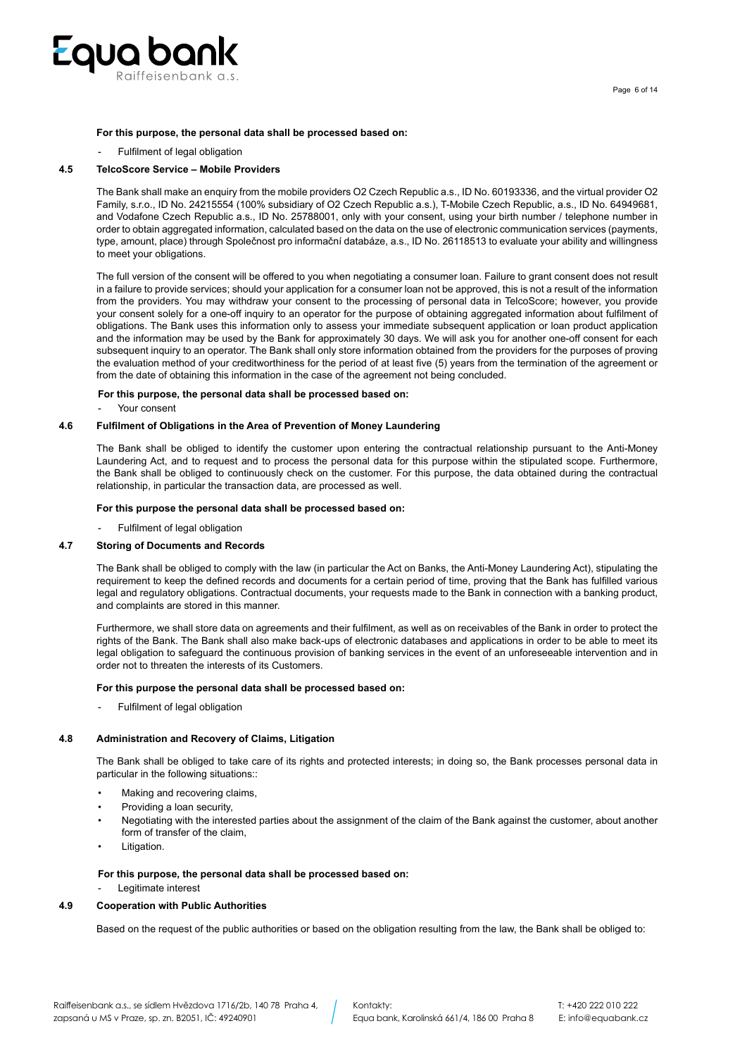**For this purpose, the personal data shall be processed based on:**

- Fulfilment of legal obligation

### 4.5 TelcoScore Service – Mobile Providers

The Bank shall make an enquiry from the mobile providers O2 Czech Republic a.s., ID No. 60193336, and the virtual provider O2 Family, s.r.o., ID No. 24215554 (100% subsidiary of O2 Czech Republic a.s.), T-Mobile Czech Republic, a.s., ID No. 64949681, and Vodafone Czech Republic a.s., ID No. 25788001, only with your consent, using your birth number / telephone number in order to obtain aggregated information, calculated based on the data on the use of electronic communication services (payments, type, amount, place) through Společnost pro informační databáze, a.s., ID No. 26118513 to evaluate your ability and willingness to meet your obligations.

The full version of the consent will be offered to you when negotiating a consumer loan. Failure to grant consent does not result in a failure to provide services; should your application for a consumer loan not be approved, this is not a result of the information from the providers. You may withdraw your consent to the processing of personal data in TelcoScore; however, you provide your consent solely for a one-off inquiry to an operator for the purpose of obtaining aggregated information about fulfilment of obligations. The Bank uses this information only to assess your immediate subsequent application or loan product application and the information may be used by the Bank for approximately 30 days. We will ask you for another one-off consent for each subsequent inquiry to an operator. The Bank shall only store information obtained from the providers for the purposes of proving the evaluation method of your creditworthiness for the period of at least five (5) years from the termination of the agreement or from the date of obtaining this information in the case of the agreement not being concluded.

**For this purpose, the personal data shall be processed based on:**

- Your consent

### 4.6 Fulfilment of Obligations in the Area of Prevention of Money Laundering

The Bank shall be obliged to identify the customer upon entering the contractual relationship pursuant to the Anti-Money Laundering Act, and to request and to process the personal data for this purpose within the stipulated scope. Furthermore, the Bank shall be obliged to continuously check on the customer. For this purpose, the data obtained during the contractual relationship, in particular the transaction data, are processed as well.

**For this purpose the personal data shall be processed based on:**

- Fulfilment of legal obligation

### 4.7 Storing of Documents and Records

The Bank shall be obliged to comply with the law (in particular the Act on Banks, the Anti-Money Laundering Act), stipulating the requirement to keep the defined records and documents for a certain period of time, proving that the Bank has fulfilled various legal and regulatory obligations. Contractual documents, your requests made to the Bank in connection with a banking product, and complaints are stored in this manner.

Furthermore, we shall store data on agreements and their fulfilment, as well as on receivables of the Bank in order to protect the rights of the Bank. The Bank shall also make back-ups of electronic databases and applications in order to be able to meet its legal obligation to safeguard the continuous provision of banking services in the event of an unforeseeable intervention and in order not to threaten the interests of its Customers.

**For this purpose the personal data shall be processed based on:**

- Fulfilment of legal obligation

### 4.8 Administration and Recovery of Claims, Litigation

The Bank shall be obliged to take care of its rights and protected interests; in doing so, the Bank processes personal data in particular in the following situations::

- Making and recovering claims,
- Providing a loan security,
- Negotiating with the interested parties about the assignment of the claim of the Bank against the customer, about another form of transfer of the claim,
- Litigation.

**For this purpose, the personal data shall be processed based on:**

- Legitimate interest

### 4.9 Cooperation with Public Authorities

Based on the request of the public authorities or based on the obligation resulting from the law, the Bank shall be obliged to: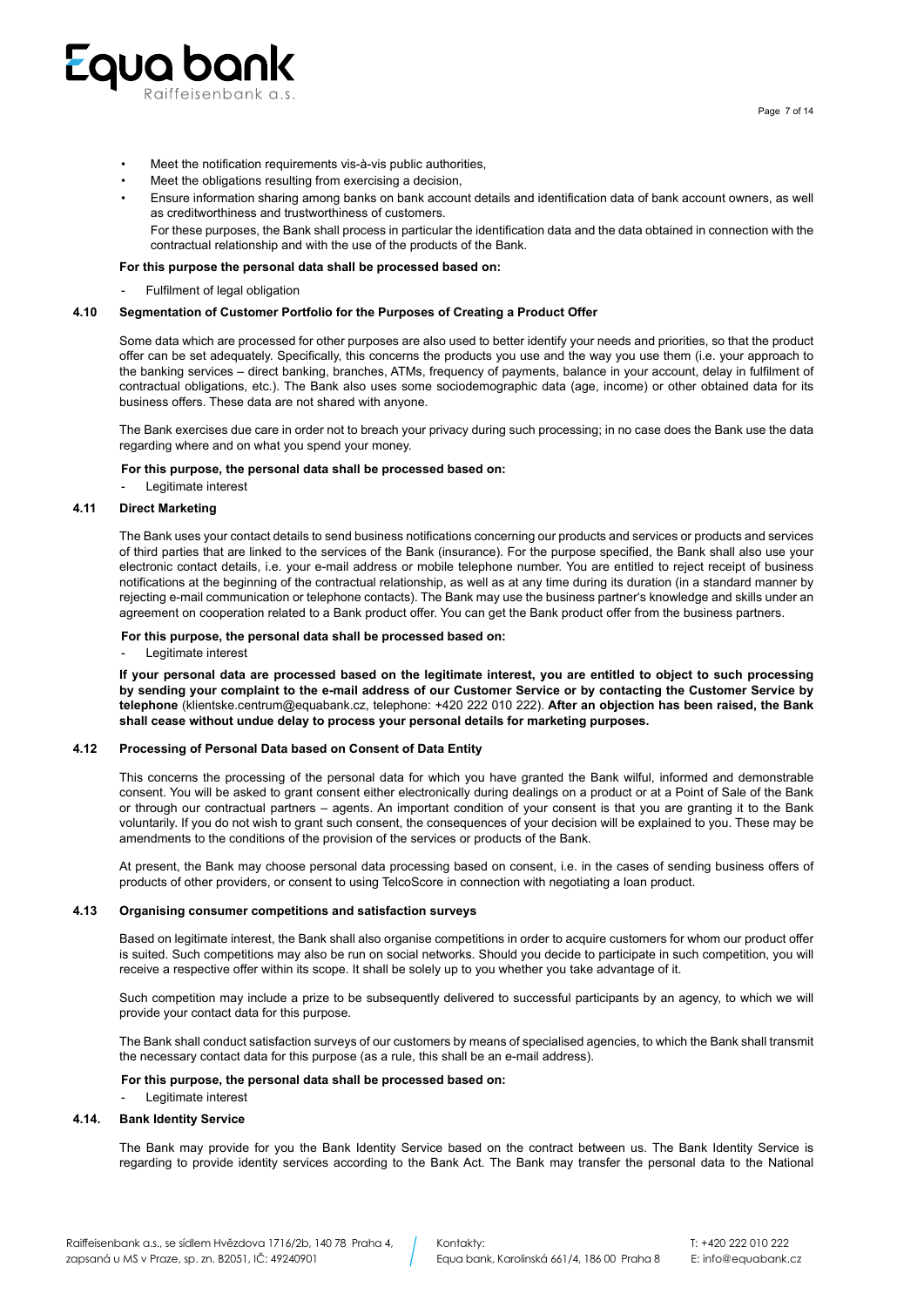- Meet the notification requirements vis-à-vis public authorities,
- Meet the obligations resulting from exercising a decision,
- Ensure information sharing among banks on bank account details and identification data of bank account owners, as well as creditworthiness and trustworthiness of customers.

  For these purposes, the Bank shall process in particular the identification data and the data obtained in connection with the contractual relationship and with the use of the products of the Bank.

**For this purpose the personal data shall be processed based on:**

- Fulfilment of legal obligation

### 4.10 Segmentation of Customer Portfolio for the Purposes of Creating a Product Offer

Some data which are processed for other purposes are also used to better identify your needs and priorities, so that the product offer can be set adequately. Specifically, this concerns the products you use and the way you use them (i.e. your approach to the banking services – direct banking, branches, ATMs, frequency of payments, balance in your account, delay in fulfilment of contractual obligations, etc.). The Bank also uses some sociodemographic data (age, income) or other obtained data for its business offers. These data are not shared with anyone.

The Bank exercises due care in order not to breach your privacy during such processing; in no case does the Bank use the data regarding where and on what you spend your money.

**For this purpose, the personal data shall be processed based on:**

- Legitimate interest

### 4.11 Direct Marketing

The Bank uses your contact details to send business notifications concerning our products and services or products and services of third parties that are linked to the services of the Bank (insurance). For the purpose specified, the Bank shall also use your electronic contact details, i.e. your e-mail address or mobile telephone number. You are entitled to reject receipt of business notifications at the beginning of the contractual relationship, as well as at any time during its duration (in a standard manner by rejecting e-mail communication or telephone contacts). The Bank may use the business partner's knowledge and skills under an agreement on cooperation related to a Bank product offer. You can get the Bank product offer from the business partners.

**For this purpose, the personal data shall be processed based on:**

- Legitimate interest

**If your personal data are processed based on the legitimate interest, you are entitled to object to such processing by sending your complaint to the e-mail address of our Customer Service or by contacting the Customer Service by telephone** (klientske.centrum@equabank.cz, telephone: +420 222 010 222). **After an objection has been raised, the Bank shall cease without undue delay to process your personal details for marketing purposes.**

### 4.12 Processing of Personal Data based on Consent of Data Entity

This concerns the processing of the personal data for which you have granted the Bank wilful, informed and demonstrable consent. You will be asked to grant consent either electronically during dealings on a product or at a Point of Sale of the Bank or through our contractual partners – agents. An important condition of your consent is that you are granting it to the Bank voluntarily. If you do not wish to grant such consent, the consequences of your decision will be explained to you. These may be amendments to the conditions of the provision of the services or products of the Bank.

At present, the Bank may choose personal data processing based on consent, i.e. in the cases of sending business offers of products of other providers, or consent to using TelcoScore in connection with negotiating a loan product.

### 4.13 Organising consumer competitions and satisfaction surveys

Based on legitimate interest, the Bank shall also organise competitions in order to acquire customers for whom our product offer is suited. Such competitions may also be run on social networks. Should you decide to participate in such competition, you will receive a respective offer within its scope. It shall be solely up to you whether you take advantage of it.

Such competition may include a prize to be subsequently delivered to successful participants by an agency, to which we will provide your contact data for this purpose.

The Bank shall conduct satisfaction surveys of our customers by means of specialised agencies, to which the Bank shall transmit the necessary contact data for this purpose (as a rule, this shall be an e-mail address).

**For this purpose, the personal data shall be processed based on:**

- Legitimate interest

### 4.14. Bank Identity Service

The Bank may provide for you the Bank Identity Service based on the contract between us. The Bank Identity Service is regarding to provide identity services according to the Bank Act. The Bank may transfer the personal data to the National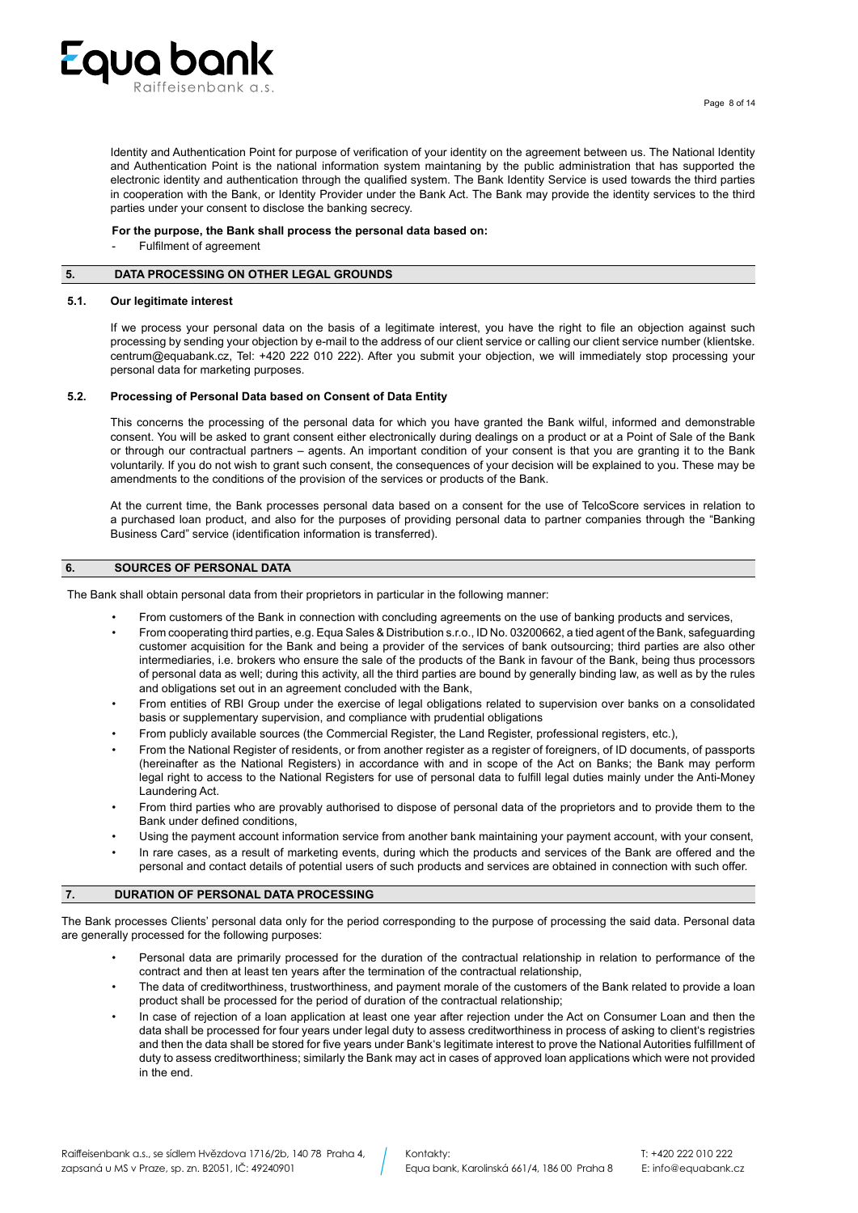Identity and Authentication Point for purpose of verification of your identity on the agreement between us. The National Identity and Authentication Point is the national information system maintaning by the public administration that has supported the electronic identity and authentication through the qualified system. The Bank Identity Service is used towards the third parties in cooperation with the Bank, or Identity Provider under the Bank Act. The Bank may provide the identity services to the third parties under your consent to disclose the banking secrecy.

**For the purpose, the Bank shall process the personal data based on:**

- Fulfilment of agreement

## 5. DATA PROCESSING ON OTHER LEGAL GROUNDS

### 5.1. Our legitimate interest

If we process your personal data on the basis of a legitimate interest, you have the right to file an objection against such processing by sending your objection by e-mail to the address of our client service or calling our client service number (klientske.centrum@equabank.cz, Tel: +420 222 010 222). After you submit your objection, we will immediately stop processing your personal data for marketing purposes.

### 5.2. Processing of Personal Data based on Consent of Data Entity

This concerns the processing of the personal data for which you have granted the Bank wilful, informed and demonstrable consent. You will be asked to grant consent either electronically during dealings on a product or at a Point of Sale of the Bank or through our contractual partners – agents. An important condition of your consent is that you are granting it to the Bank voluntarily. If you do not wish to grant such consent, the consequences of your decision will be explained to you. These may be amendments to the conditions of the provision of the services or products of the Bank.

At the current time, the Bank processes personal data based on a consent for the use of TelcoScore services in relation to a purchased loan product, and also for the purposes of providing personal data to partner companies through the "Banking Business Card" service (identification information is transferred).

## 6. SOURCES OF PERSONAL DATA

The Bank shall obtain personal data from their proprietors in particular in the following manner:

- From customers of the Bank in connection with concluding agreements on the use of banking products and services,
- From cooperating third parties, e.g. Equa Sales & Distribution s.r.o., ID No. 03200662, a tied agent of the Bank, safeguarding customer acquisition for the Bank and being a provider of the services of bank outsourcing; third parties are also other intermediaries, i.e. brokers who ensure the sale of the products of the Bank in favour of the Bank, being thus processors of personal data as well; during this activity, all the third parties are bound by generally binding law, as well as by the rules and obligations set out in an agreement concluded with the Bank,
- From entities of RBI Group under the exercise of legal obligations related to supervision over banks on a consolidated basis or supplementary supervision, and compliance with prudential obligations
- From publicly available sources (the Commercial Register, the Land Register, professional registers, etc.),
- From the National Register of residents, or from another register as a register of foreigners, of ID documents, of passports (hereinafter as the National Registers) in accordance with and in scope of the Act on Banks; the Bank may perform legal right to access to the National Registers for use of personal data to fulfill legal duties mainly under the Anti-Money Laundering Act.
- From third parties who are provably authorised to dispose of personal data of the proprietors and to provide them to the Bank under defined conditions,
- Using the payment account information service from another bank maintaining your payment account, with your consent,
- In rare cases, as a result of marketing events, during which the products and services of the Bank are offered and the personal and contact details of potential users of such products and services are obtained in connection with such offer.

## 7. DURATION OF PERSONAL DATA PROCESSING

The Bank processes Clients' personal data only for the period corresponding to the purpose of processing the said data. Personal data are generally processed for the following purposes:

- Personal data are primarily processed for the duration of the contractual relationship in relation to performance of the contract and then at least ten years after the termination of the contractual relationship,
- The data of creditworthiness, trustworthiness, and payment morale of the customers of the Bank related to provide a loan product shall be processed for the period of duration of the contractual relationship;
- In case of rejection of a loan application at least one year after rejection under the Act on Consumer Loan and then the data shall be processed for four years under legal duty to assess creditworthiness in process of asking to client's registries and then the data shall be stored for five years under Bank's legitimate interest to prove the National Autorities fulfillment of duty to assess creditworthiness; similarly the Bank may act in cases of approved loan applications which were not provided in the end.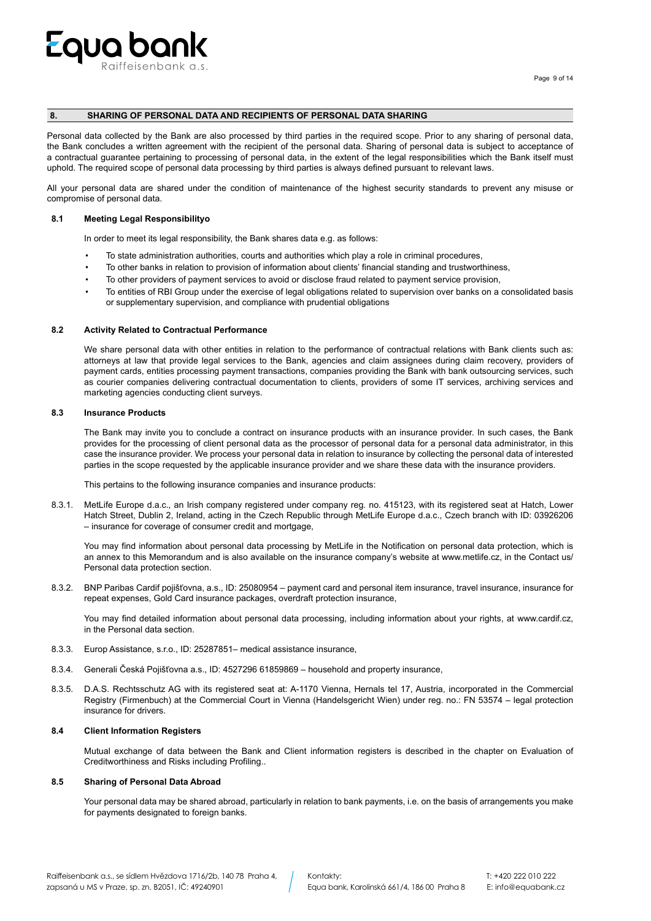## 8. SHARING OF PERSONAL DATA AND RECIPIENTS OF PERSONAL DATA SHARING

Personal data collected by the Bank are also processed by third parties in the required scope. Prior to any sharing of personal data, the Bank concludes a written agreement with the recipient of the personal data. Sharing of personal data is subject to acceptance of a contractual guarantee pertaining to processing of personal data, in the extent of the legal responsibilities which the Bank itself must uphold. The required scope of personal data processing by third parties is always defined pursuant to relevant laws.

All your personal data are shared under the condition of maintenance of the highest security standards to prevent any misuse or compromise of personal data.

### 8.1 Meeting Legal Responsibilityo

In order to meet its legal responsibility, the Bank shares data e.g. as follows:

- To state administration authorities, courts and authorities which play a role in criminal procedures,
- To other banks in relation to provision of information about clients' financial standing and trustworthiness,
- To other providers of payment services to avoid or disclose fraud related to payment service provision,
- To entities of RBI Group under the exercise of legal obligations related to supervision over banks on a consolidated basis or supplementary supervision, and compliance with prudential obligations

### 8.2 Activity Related to Contractual Performance

We share personal data with other entities in relation to the performance of contractual relations with Bank clients such as: attorneys at law that provide legal services to the Bank, agencies and claim assignees during claim recovery, providers of payment cards, entities processing payment transactions, companies providing the Bank with bank outsourcing services, such as courier companies delivering contractual documentation to clients, providers of some IT services, archiving services and marketing agencies conducting client surveys.

### 8.3 Insurance Products

The Bank may invite you to conclude a contract on insurance products with an insurance provider. In such cases, the Bank provides for the processing of client personal data as the processor of personal data for a personal data administrator, in this case the insurance provider. We process your personal data in relation to insurance by collecting the personal data of interested parties in the scope requested by the applicable insurance provider and we share these data with the insurance providers.

This pertains to the following insurance companies and insurance products:

8.3.1. MetLife Europe d.a.c., an Irish company registered under company reg. no. 415123, with its registered seat at Hatch, Lower Hatch Street, Dublin 2, Ireland, acting in the Czech Republic through MetLife Europe d.a.c., Czech branch with ID: 03926206 – insurance for coverage of consumer credit and mortgage,

You may find information about personal data processing by MetLife in the Notification on personal data protection, which is an annex to this Memorandum and is also available on the insurance company's website at www.metlife.cz, in the Contact us/ Personal data protection section.

8.3.2. BNP Paribas Cardif pojišťovna, a.s., ID: 25080954 – payment card and personal item insurance, travel insurance, insurance for repeat expenses, Gold Card insurance packages, overdraft protection insurance,

You may find detailed information about personal data processing, including information about your rights, at www.cardif.cz, in the Personal data section.

8.3.3. Europ Assistance, s.r.o., ID: 25287851– medical assistance insurance,

8.3.4. Generali Česká Pojišťovna a.s., ID: 4527296 61859869 – household and property insurance,

8.3.5. D.A.S. Rechtsschutz AG with its registered seat at: A-1170 Vienna, Hernals tel 17, Austria, incorporated in the Commercial Registry (Firmenbuch) at the Commercial Court in Vienna (Handelsgericht Wien) under reg. no.: FN 53574 – legal protection insurance for drivers.

### 8.4 Client Information Registers

Mutual exchange of data between the Bank and Client information registers is described in the chapter on Evaluation of Creditworthiness and Risks including Profiling..

### 8.5 Sharing of Personal Data Abroad

Your personal data may be shared abroad, particularly in relation to bank payments, i.e. on the basis of arrangements you make for payments designated to foreign banks.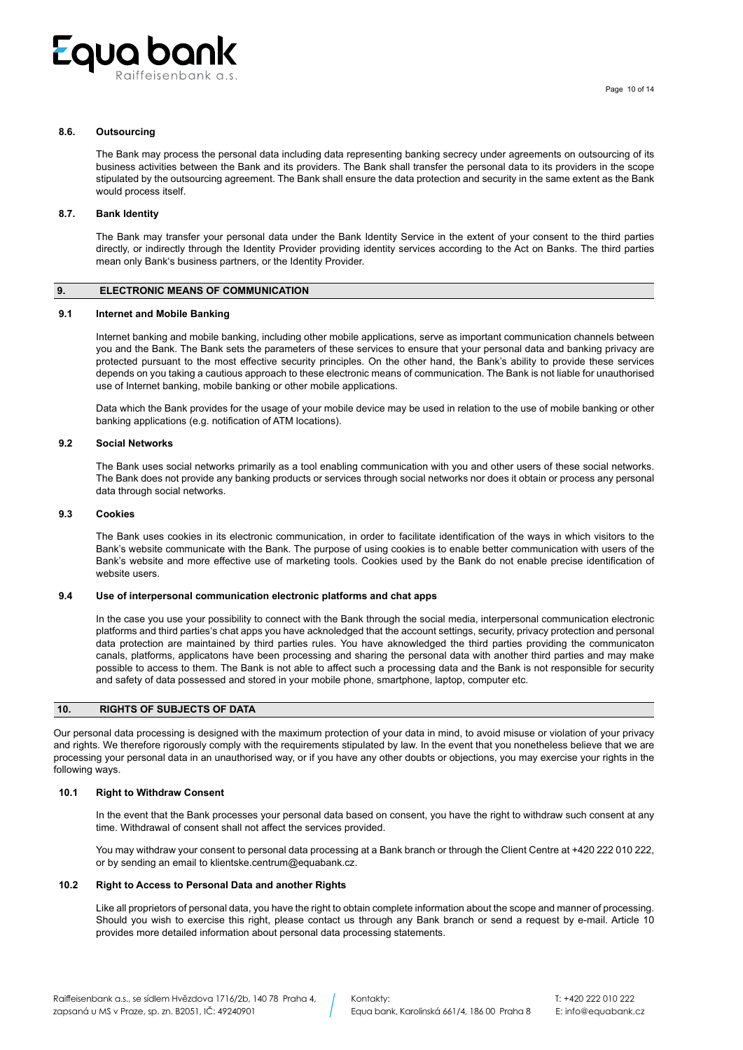### 8.6. Outsourcing

The Bank may process the personal data including data representing banking secrecy under agreements on outsourcing of its business activities between the Bank and its providers. The Bank shall transfer the personal data to its providers in the scope stipulated by the outsourcing agreement. The Bank shall ensure the data protection and security in the same extent as the Bank would process itself.

### 8.7. Bank Identity

The Bank may transfer your personal data under the Bank Identity Service in the extent of your consent to the third parties directly, or indirectly through the Identity Provider providing identity services according to the Act on Banks. The third parties mean only Bank's business partners, or the Identity Provider.

## 9. ELECTRONIC MEANS OF COMMUNICATION

### 9.1 Internet and Mobile Banking

Internet banking and mobile banking, including other mobile applications, serve as important communication channels between you and the Bank. The Bank sets the parameters of these services to ensure that your personal data and banking privacy are protected pursuant to the most effective security principles. On the other hand, the Bank's ability to provide these services depends on you taking a cautious approach to these electronic means of communication. The Bank is not liable for unauthorised use of Internet banking, mobile banking or other mobile applications.

Data which the Bank provides for the usage of your mobile device may be used in relation to the use of mobile banking or other banking applications (e.g. notification of ATM locations).

### 9.2 Social Networks

The Bank uses social networks primarily as a tool enabling communication with you and other users of these social networks. The Bank does not provide any banking products or services through social networks nor does it obtain or process any personal data through social networks.

### 9.3 Cookies

The Bank uses cookies in its electronic communication, in order to facilitate identification of the ways in which visitors to the Bank's website communicate with the Bank. The purpose of using cookies is to enable better communication with users of the Bank's website and more effective use of marketing tools. Cookies used by the Bank do not enable precise identification of website users.

### 9.4 Use of interpersonal communication electronic platforms and chat apps

In the case you use your possibility to connect with the Bank through the social media, interpersonal communication electronic platforms and third parties's chat apps you have acknoledged that the account settings, security, privacy protection and personal data protection are maintained by third parties rules. You have aknowledged the third parties providing the communicaton canals, platforms, applicatons have been processing and sharing the personal data with another third parties and may make possible to access to them. The Bank is not able to affect such a processing data and the Bank is not responsible for security and safety of data possessed and stored in your mobile phone, smartphone, laptop, computer etc.

## 10. RIGHTS OF SUBJECTS OF DATA

Our personal data processing is designed with the maximum protection of your data in mind, to avoid misuse or violation of your privacy and rights. We therefore rigorously comply with the requirements stipulated by law. In the event that you nonetheless believe that we are processing your personal data in an unauthorised way, or if you have any other doubts or objections, you may exercise your rights in the following ways.

### 10.1 Right to Withdraw Consent

In the event that the Bank processes your personal data based on consent, you have the right to withdraw such consent at any time. Withdrawal of consent shall not affect the services provided.

You may withdraw your consent to personal data processing at a Bank branch or through the Client Centre at +420 222 010 222, or by sending an email to klientske.centrum@equabank.cz.

### 10.2 Right to Access to Personal Data and another Rights

Like all proprietors of personal data, you have the right to obtain complete information about the scope and manner of processing. Should you wish to exercise this right, please contact us through any Bank branch or send a request by e-mail. Article 10 provides more detailed information about personal data processing statements.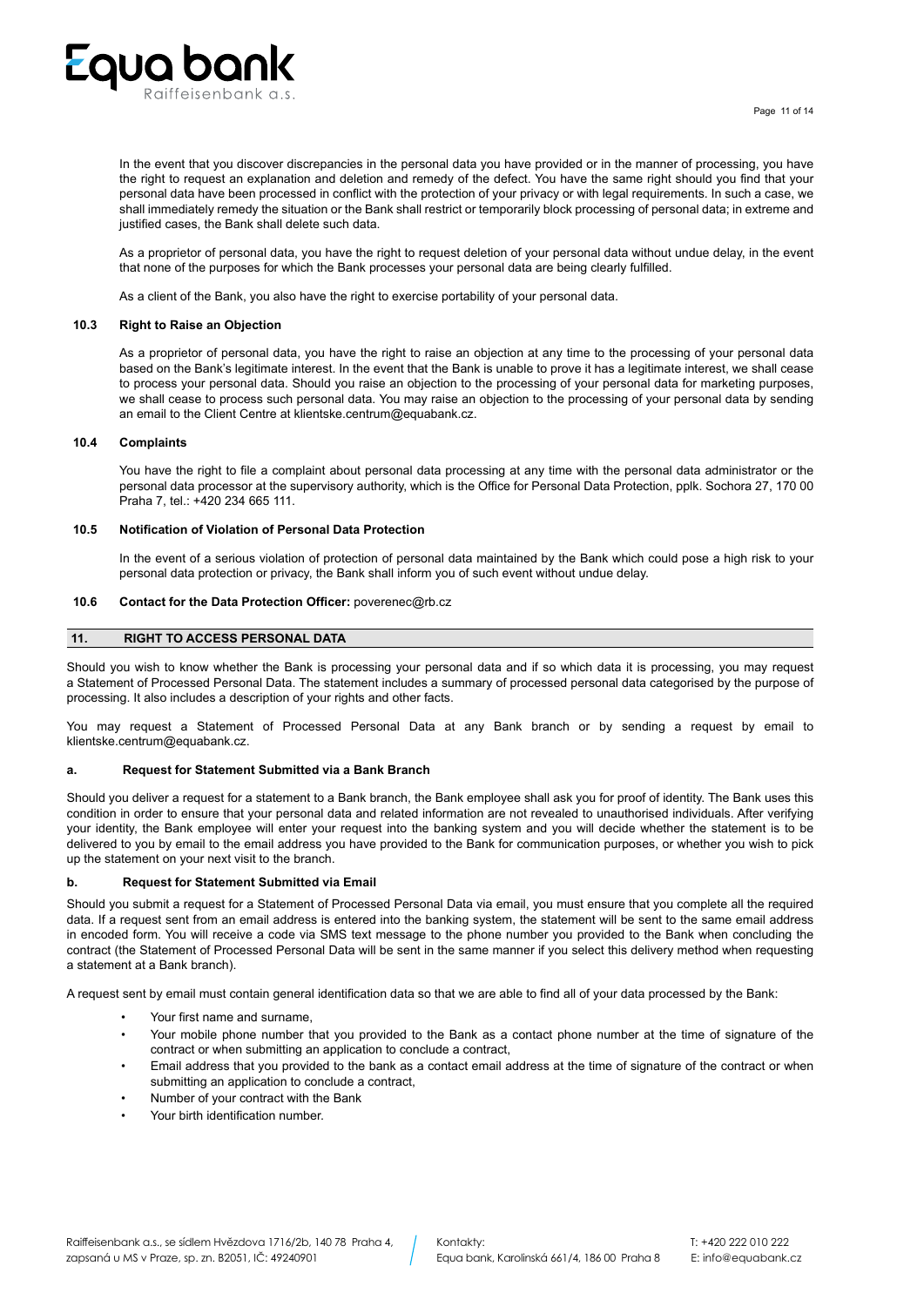In the event that you discover discrepancies in the personal data you have provided or in the manner of processing, you have the right to request an explanation and deletion and remedy of the defect. You have the same right should you find that your personal data have been processed in conflict with the protection of your privacy or with legal requirements. In such a case, we shall immediately remedy the situation or the Bank shall restrict or temporarily block processing of personal data; in extreme and justified cases, the Bank shall delete such data.

As a proprietor of personal data, you have the right to request deletion of your personal data without undue delay, in the event that none of the purposes for which the Bank processes your personal data are being clearly fulfilled.

As a client of the Bank, you also have the right to exercise portability of your personal data.

### 10.3 Right to Raise an Objection

As a proprietor of personal data, you have the right to raise an objection at any time to the processing of your personal data based on the Bank's legitimate interest. In the event that the Bank is unable to prove it has a legitimate interest, we shall cease to process your personal data. Should you raise an objection to the processing of your personal data for marketing purposes, we shall cease to process such personal data. You may raise an objection to the processing of your personal data by sending an email to the Client Centre at klientske.centrum@equabank.cz.

### 10.4 Complaints

You have the right to file a complaint about personal data processing at any time with the personal data administrator or the personal data processor at the supervisory authority, which is the Office for Personal Data Protection, pplk. Sochora 27, 170 00 Praha 7, tel.: +420 234 665 111.

### 10.5 Notification of Violation of Personal Data Protection

In the event of a serious violation of protection of personal data maintained by the Bank which could pose a high risk to your personal data protection or privacy, the Bank shall inform you of such event without undue delay.

### 10.6 Contact for the Data Protection Officer: poverenec@rb.cz

## 11. RIGHT TO ACCESS PERSONAL DATA

Should you wish to know whether the Bank is processing your personal data and if so which data it is processing, you may request a Statement of Processed Personal Data. The statement includes a summary of processed personal data categorised by the purpose of processing. It also includes a description of your rights and other facts.

You may request a Statement of Processed Personal Data at any Bank branch or by sending a request by email to klientske.centrum@equabank.cz.

### a. Request for Statement Submitted via a Bank Branch

Should you deliver a request for a statement to a Bank branch, the Bank employee shall ask you for proof of identity. The Bank uses this condition in order to ensure that your personal data and related information are not revealed to unauthorised individuals. After verifying your identity, the Bank employee will enter your request into the banking system and you will decide whether the statement is to be delivered to you by email to the email address you have provided to the Bank for communication purposes, or whether you wish to pick up the statement on your next visit to the branch.

### b. Request for Statement Submitted via Email

Should you submit a request for a Statement of Processed Personal Data via email, you must ensure that you complete all the required data. If a request sent from an email address is entered into the banking system, the statement will be sent to the same email address in encoded form. You will receive a code via SMS text message to the phone number you provided to the Bank when concluding the contract (the Statement of Processed Personal Data will be sent in the same manner if you select this delivery method when requesting a statement at a Bank branch).

A request sent by email must contain general identification data so that we are able to find all of your data processed by the Bank:

- Your first name and surname,
- Your mobile phone number that you provided to the Bank as a contact phone number at the time of signature of the contract or when submitting an application to conclude a contract,
- Email address that you provided to the bank as a contact email address at the time of signature of the contract or when submitting an application to conclude a contract,
- Number of your contract with the Bank
- Your birth identification number.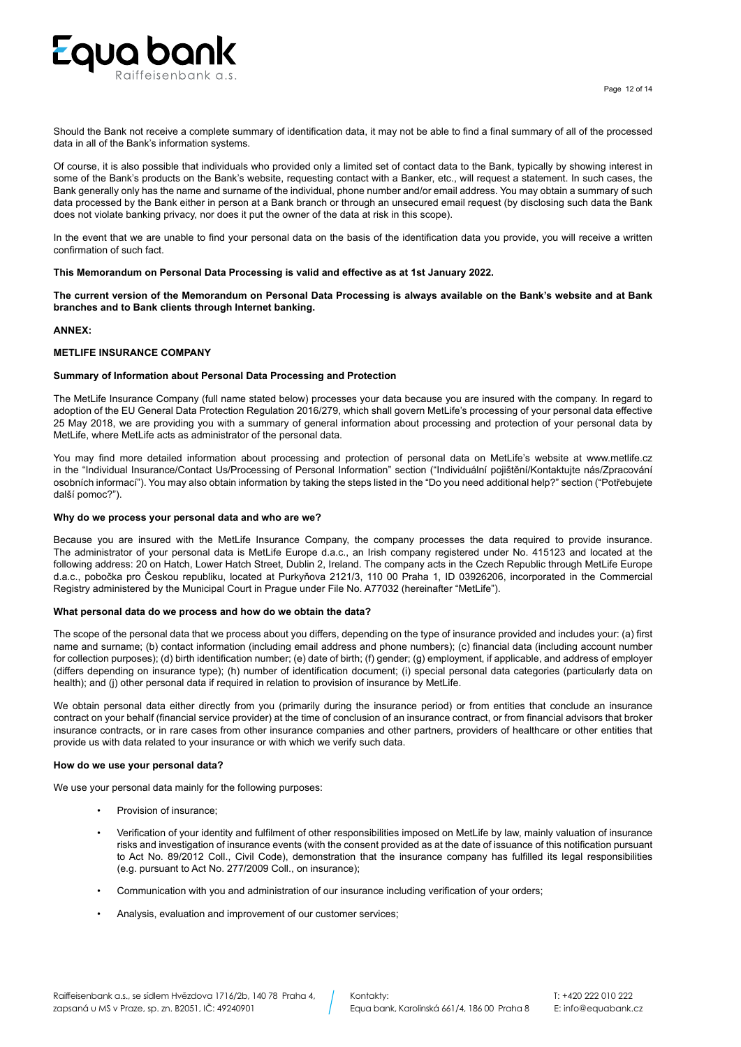Should the Bank not receive a complete summary of identification data, it may not be able to find a final summary of all of the processed data in all of the Bank's information systems.

Of course, it is also possible that individuals who provided only a limited set of contact data to the Bank, typically by showing interest in some of the Bank's products on the Bank's website, requesting contact with a Banker, etc., will request a statement. In such cases, the Bank generally only has the name and surname of the individual, phone number and/or email address. You may obtain a summary of such data processed by the Bank either in person at a Bank branch or through an unsecured email request (by disclosing such data the Bank does not violate banking privacy, nor does it put the owner of the data at risk in this scope).

In the event that we are unable to find your personal data on the basis of the identification data you provide, you will receive a written confirmation of such fact.

**This Memorandum on Personal Data Processing is valid and effective as at 1st January 2022.**

**The current version of the Memorandum on Personal Data Processing is always available on the Bank's website and at Bank branches and to Bank clients through Internet banking.**

**ANNEX:**

**METLIFE INSURANCE COMPANY**

**Summary of Information about Personal Data Processing and Protection**

The MetLife Insurance Company (full name stated below) processes your data because you are insured with the company. In regard to adoption of the EU General Data Protection Regulation 2016/279, which shall govern MetLife's processing of your personal data effective 25 May 2018, we are providing you with a summary of general information about processing and protection of your personal data by MetLife, where MetLife acts as administrator of the personal data.

You may find more detailed information about processing and protection of personal data on MetLife's website at www.metlife.cz in the "Individual Insurance/Contact Us/Processing of Personal Information" section ("Individuální pojištění/Kontaktujte nás/Zpracování osobních informací"). You may also obtain information by taking the steps listed in the "Do you need additional help?" section ("Potřebujete další pomoc?").

**Why do we process your personal data and who are we?**

Because you are insured with the MetLife Insurance Company, the company processes the data required to provide insurance. The administrator of your personal data is MetLife Europe d.a.c., an Irish company registered under No. 415123 and located at the following address: 20 on Hatch, Lower Hatch Street, Dublin 2, Ireland. The company acts in the Czech Republic through MetLife Europe d.a.c., pobočka pro Českou republiku, located at Purkyňova 2121/3, 110 00 Praha 1, ID 03926206, incorporated in the Commercial Registry administered by the Municipal Court in Prague under File No. A77032 (hereinafter "MetLife").

**What personal data do we process and how do we obtain the data?**

The scope of the personal data that we process about you differs, depending on the type of insurance provided and includes your: (a) first name and surname; (b) contact information (including email address and phone numbers); (c) financial data (including account number for collection purposes); (d) birth identification number; (e) date of birth; (f) gender; (g) employment, if applicable, and address of employer (differs depending on insurance type); (h) number of identification document; (i) special personal data categories (particularly data on health); and (j) other personal data if required in relation to provision of insurance by MetLife.

We obtain personal data either directly from you (primarily during the insurance period) or from entities that conclude an insurance contract on your behalf (financial service provider) at the time of conclusion of an insurance contract, or from financial advisors that broker insurance contracts, or in rare cases from other insurance companies and other partners, providers of healthcare or other entities that provide us with data related to your insurance or with which we verify such data.

**How do we use your personal data?**

We use your personal data mainly for the following purposes:

- Provision of insurance;
- Verification of your identity and fulfilment of other responsibilities imposed on MetLife by law, mainly valuation of insurance risks and investigation of insurance events (with the consent provided as at the date of issuance of this notification pursuant to Act No. 89/2012 Coll., Civil Code), demonstration that the insurance company has fulfilled its legal responsibilities (e.g. pursuant to Act No. 277/2009 Coll., on insurance);
- Communication with you and administration of our insurance including verification of your orders;
- Analysis, evaluation and improvement of our customer services;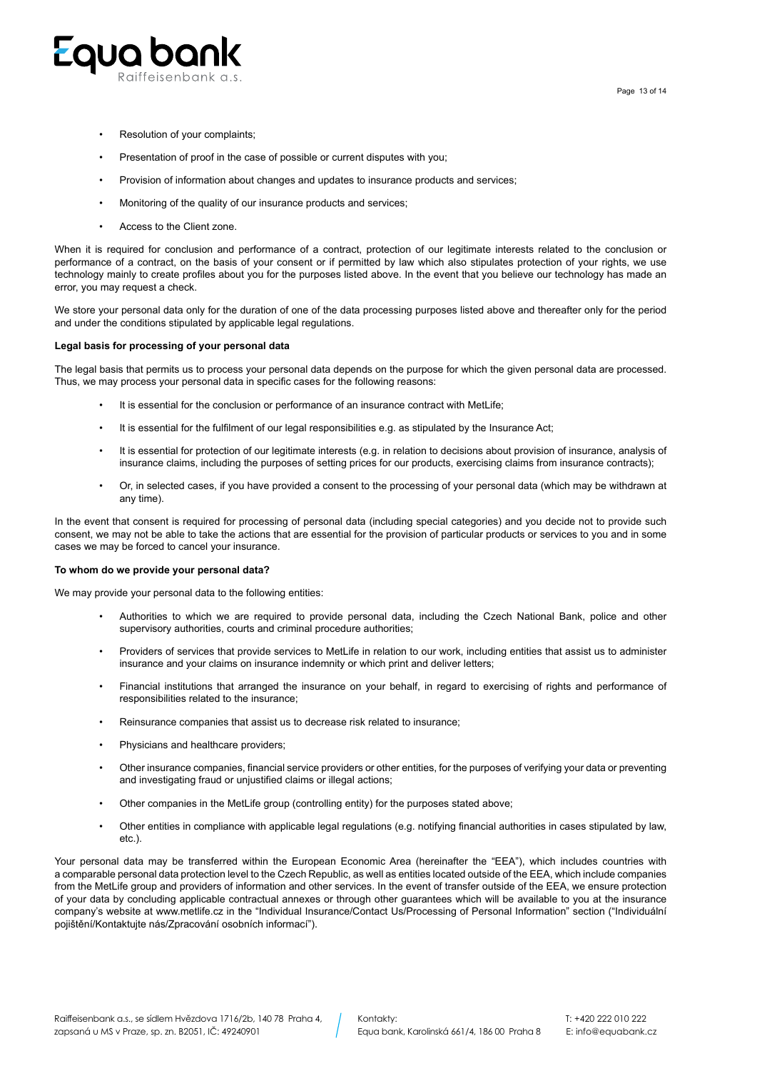- Resolution of your complaints;
- Presentation of proof in the case of possible or current disputes with you;
- Provision of information about changes and updates to insurance products and services;
- Monitoring of the quality of our insurance products and services;
- Access to the Client zone.

When it is required for conclusion and performance of a contract, protection of our legitimate interests related to the conclusion or performance of a contract, on the basis of your consent or if permitted by law which also stipulates protection of your rights, we use technology mainly to create profiles about you for the purposes listed above. In the event that you believe our technology has made an error, you may request a check.

We store your personal data only for the duration of one of the data processing purposes listed above and thereafter only for the period and under the conditions stipulated by applicable legal regulations.

**Legal basis for processing of your personal data**

The legal basis that permits us to process your personal data depends on the purpose for which the given personal data are processed. Thus, we may process your personal data in specific cases for the following reasons:

- It is essential for the conclusion or performance of an insurance contract with MetLife;
- It is essential for the fulfilment of our legal responsibilities e.g. as stipulated by the Insurance Act;
- It is essential for protection of our legitimate interests (e.g. in relation to decisions about provision of insurance, analysis of insurance claims, including the purposes of setting prices for our products, exercising claims from insurance contracts);
- Or, in selected cases, if you have provided a consent to the processing of your personal data (which may be withdrawn at any time).

In the event that consent is required for processing of personal data (including special categories) and you decide not to provide such consent, we may not be able to take the actions that are essential for the provision of particular products or services to you and in some cases we may be forced to cancel your insurance.

**To whom do we provide your personal data?**

We may provide your personal data to the following entities:

- Authorities to which we are required to provide personal data, including the Czech National Bank, police and other supervisory authorities, courts and criminal procedure authorities;
- Providers of services that provide services to MetLife in relation to our work, including entities that assist us to administer insurance and your claims on insurance indemnity or which print and deliver letters;
- Financial institutions that arranged the insurance on your behalf, in regard to exercising of rights and performance of responsibilities related to the insurance;
- Reinsurance companies that assist us to decrease risk related to insurance;
- Physicians and healthcare providers;
- Other insurance companies, financial service providers or other entities, for the purposes of verifying your data or preventing and investigating fraud or unjustified claims or illegal actions;
- Other companies in the MetLife group (controlling entity) for the purposes stated above;
- Other entities in compliance with applicable legal regulations (e.g. notifying financial authorities in cases stipulated by law, etc.).

Your personal data may be transferred within the European Economic Area (hereinafter the "EEA"), which includes countries with a comparable personal data protection level to the Czech Republic, as well as entities located outside of the EEA, which include companies from the MetLife group and providers of information and other services. In the event of transfer outside of the EEA, we ensure protection of your data by concluding applicable contractual annexes or through other guarantees which will be available to you at the insurance company's website at www.metlife.cz in the "Individual Insurance/Contact Us/Processing of Personal Information" section ("Individuální pojištění/Kontaktujte nás/Zpracování osobních informací").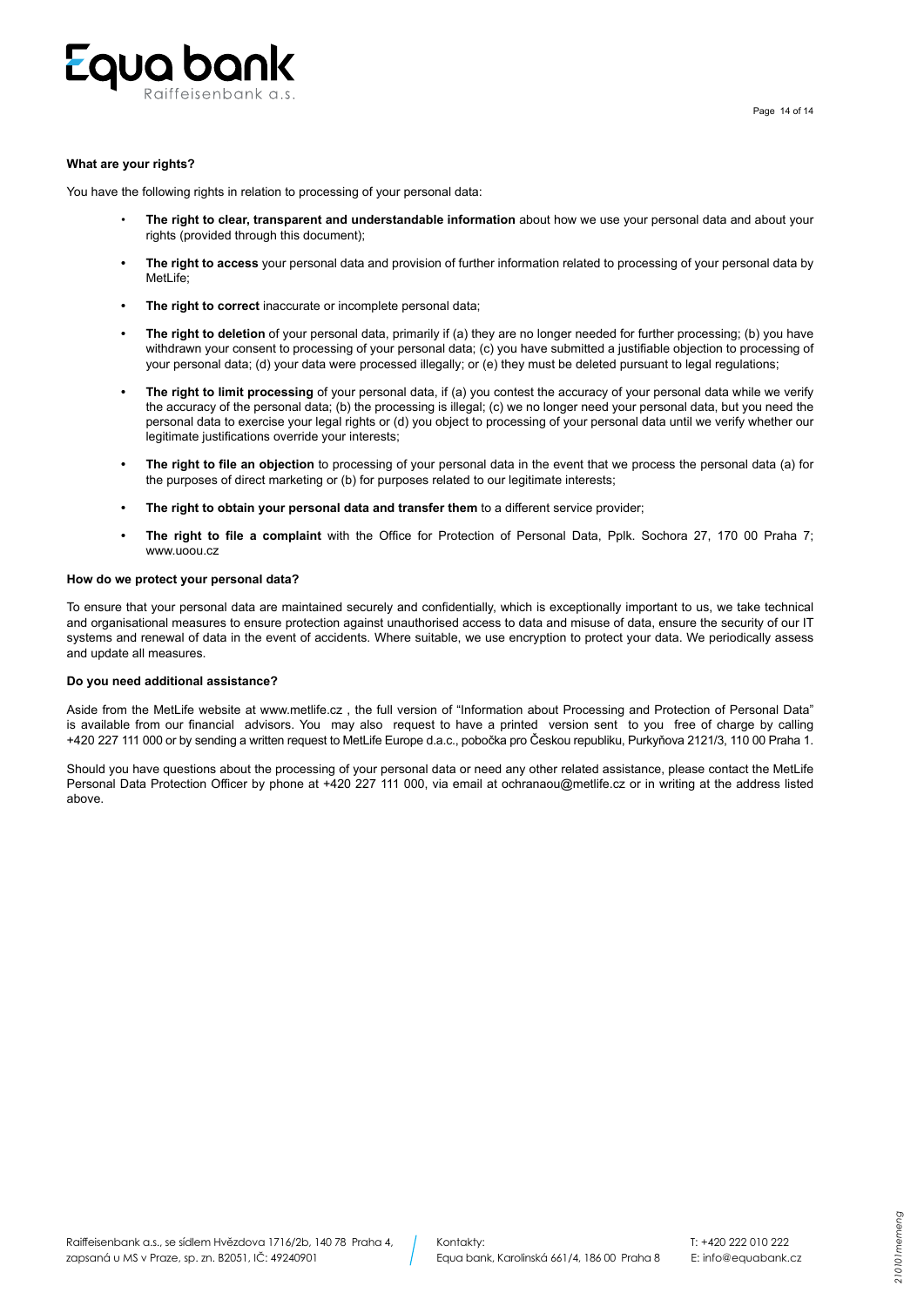**What are your rights?**

You have the following rights in relation to processing of your personal data:

- **The right to clear, transparent and understandable information** about how we use your personal data and about your rights (provided through this document);
- **The right to access** your personal data and provision of further information related to processing of your personal data by MetLife;
- **The right to correct** inaccurate or incomplete personal data;
- **The right to deletion** of your personal data, primarily if (a) they are no longer needed for further processing; (b) you have withdrawn your consent to processing of your personal data; (c) you have submitted a justifiable objection to processing of your personal data; (d) your data were processed illegally; or (e) they must be deleted pursuant to legal regulations;
- **The right to limit processing** of your personal data, if (a) you contest the accuracy of your personal data while we verify the accuracy of the personal data; (b) the processing is illegal; (c) we no longer need your personal data, but you need the personal data to exercise your legal rights or (d) you object to processing of your personal data until we verify whether our legitimate justifications override your interests;
- **The right to file an objection** to processing of your personal data in the event that we process the personal data (a) for the purposes of direct marketing or (b) for purposes related to our legitimate interests;
- **The right to obtain your personal data and transfer them** to a different service provider;
- **The right to file a complaint** with the Office for Protection of Personal Data, Pplk. Sochora 27, 170 00 Praha 7; www.uoou.cz

**How do we protect your personal data?**

To ensure that your personal data are maintained securely and confidentially, which is exceptionally important to us, we take technical and organisational measures to ensure protection against unauthorised access to data and misuse of data, ensure the security of our IT systems and renewal of data in the event of accidents. Where suitable, we use encryption to protect your data. We periodically assess and update all measures.

**Do you need additional assistance?**

Aside from the MetLife website at www.metlife.cz , the full version of "Information about Processing and Protection of Personal Data" is available from our financial advisors. You may also request to have a printed version sent to you free of charge by calling +420 227 111 000 or by sending a written request to MetLife Europe d.a.c., pobočka pro Českou republiku, Purkyňova 2121/3, 110 00 Praha 1.

Should you have questions about the processing of your personal data or need any other related assistance, please contact the MetLife Personal Data Protection Officer by phone at +420 227 111 000, via email at ochranaou@metlife.cz or in writing at the address listed above.